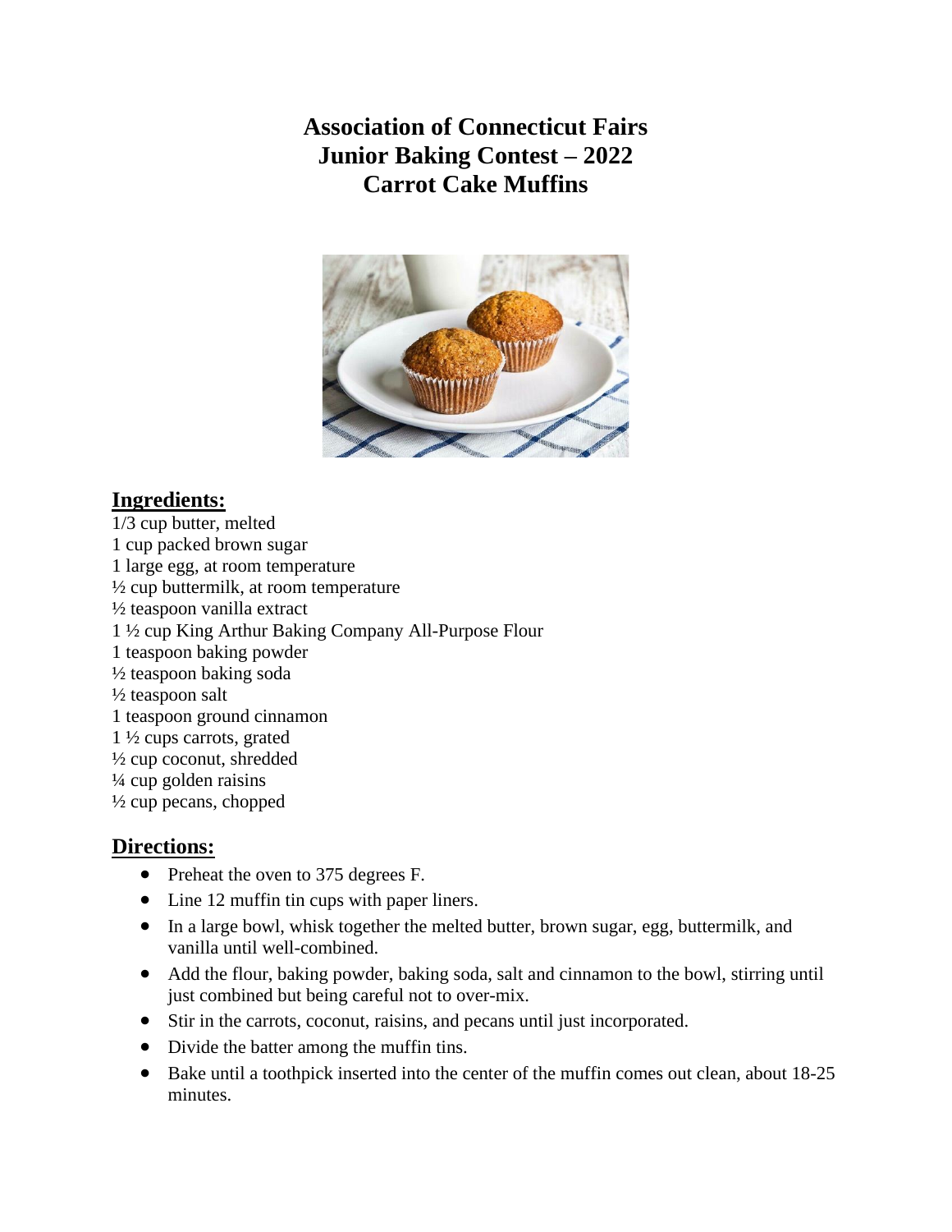# Association of Connecticut Fairs
# Junior Baking Contest – 2022
# Carrot Cake Muffins

## Ingredients:

1/3 cup butter, melted
1 cup packed brown sugar
1 large egg, at room temperature
½ cup buttermilk, at room temperature
½ teaspoon vanilla extract
1 ½ cup King Arthur Baking Company All-Purpose Flour
1 teaspoon baking powder
½ teaspoon baking soda
½ teaspoon salt
1 teaspoon ground cinnamon
1 ½ cups carrots, grated
½ cup coconut, shredded
¼ cup golden raisins
½ cup pecans, chopped

## Directions:

- Preheat the oven to 375 degrees F.
- Line 12 muffin tin cups with paper liners.
- In a large bowl, whisk together the melted butter, brown sugar, egg, buttermilk, and vanilla until well-combined.
- Add the flour, baking powder, baking soda, salt and cinnamon to the bowl, stirring until just combined but being careful not to over-mix.
- Stir in the carrots, coconut, raisins, and pecans until just incorporated.
- Divide the batter among the muffin tins.
- Bake until a toothpick inserted into the center of the muffin comes out clean, about 18-25 minutes.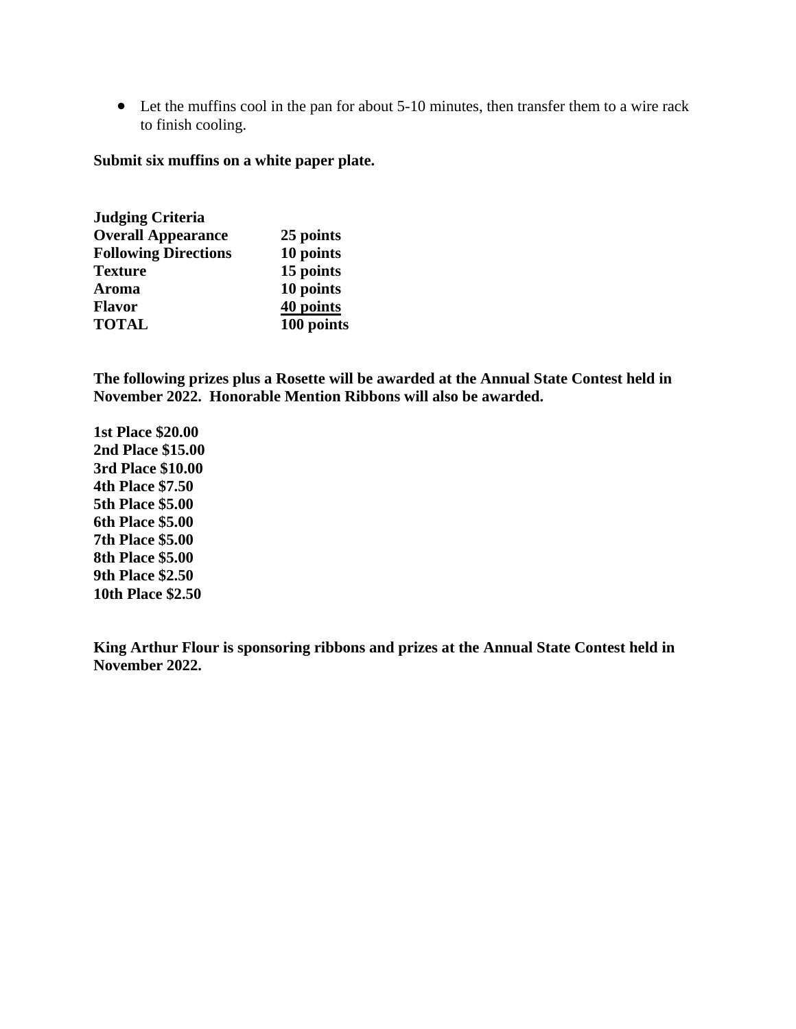- Let the muffins cool in the pan for about 5-10 minutes, then transfer them to a wire rack to finish cooling.

**Submit six muffins on a white paper plate.**

| **Judging Criteria** | |
|---|---|
| **Overall Appearance** | **25 points** |
| **Following Directions** | **10 points** |
| **Texture** | **15 points** |
| **Aroma** | **10 points** |
| **Flavor** | **40 points** |
| **TOTAL** | **100 points** |

**The following prizes plus a Rosette will be awarded at the Annual State Contest held in November 2022. Honorable Mention Ribbons will also be awarded.**

**1st Place $20.00**
**2nd Place $15.00**
**3rd Place $10.00**
**4th Place $7.50**
**5th Place $5.00**
**6th Place $5.00**
**7th Place $5.00**
**8th Place $5.00**
**9th Place $2.50**
**10th Place $2.50**

**King Arthur Flour is sponsoring ribbons and prizes at the Annual State Contest held in November 2022.**